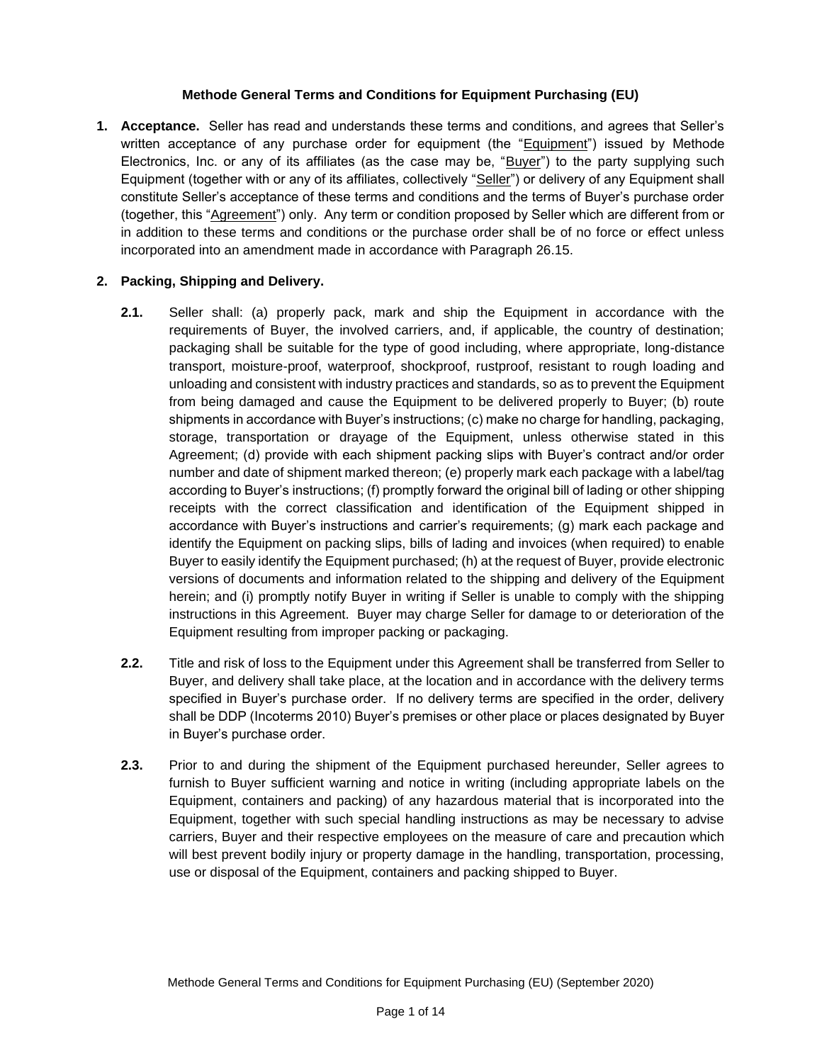# Methode General Terms and Conditions for Equipment Purchasing (EU)

**1. Acceptance.** Seller has read and understands these terms and conditions, and agrees that Seller's written acceptance of any purchase order for equipment (the "Equipment") issued by Methode Electronics, Inc. or any of its affiliates (as the case may be, "Buyer") to the party supplying such Equipment (together with or any of its affiliates, collectively "Seller") or delivery of any Equipment shall constitute Seller's acceptance of these terms and conditions and the terms of Buyer's purchase order (together, this "Agreement") only. Any term or condition proposed by Seller which are different from or in addition to these terms and conditions or the purchase order shall be of no force or effect unless incorporated into an amendment made in accordance with Paragraph 26.15.

**2. Packing, Shipping and Delivery.**

**2.1.** Seller shall: (a) properly pack, mark and ship the Equipment in accordance with the requirements of Buyer, the involved carriers, and, if applicable, the country of destination; packaging shall be suitable for the type of good including, where appropriate, long-distance transport, moisture-proof, waterproof, shockproof, rustproof, resistant to rough loading and unloading and consistent with industry practices and standards, so as to prevent the Equipment from being damaged and cause the Equipment to be delivered properly to Buyer; (b) route shipments in accordance with Buyer's instructions; (c) make no charge for handling, packaging, storage, transportation or drayage of the Equipment, unless otherwise stated in this Agreement; (d) provide with each shipment packing slips with Buyer's contract and/or order number and date of shipment marked thereon; (e) properly mark each package with a label/tag according to Buyer's instructions; (f) promptly forward the original bill of lading or other shipping receipts with the correct classification and identification of the Equipment shipped in accordance with Buyer's instructions and carrier's requirements; (g) mark each package and identify the Equipment on packing slips, bills of lading and invoices (when required) to enable Buyer to easily identify the Equipment purchased; (h) at the request of Buyer, provide electronic versions of documents and information related to the shipping and delivery of the Equipment herein; and (i) promptly notify Buyer in writing if Seller is unable to comply with the shipping instructions in this Agreement. Buyer may charge Seller for damage to or deterioration of the Equipment resulting from improper packing or packaging.

**2.2.** Title and risk of loss to the Equipment under this Agreement shall be transferred from Seller to Buyer, and delivery shall take place, at the location and in accordance with the delivery terms specified in Buyer's purchase order. If no delivery terms are specified in the order, delivery shall be DDP (Incoterms 2010) Buyer's premises or other place or places designated by Buyer in Buyer's purchase order.

**2.3.** Prior to and during the shipment of the Equipment purchased hereunder, Seller agrees to furnish to Buyer sufficient warning and notice in writing (including appropriate labels on the Equipment, containers and packing) of any hazardous material that is incorporated into the Equipment, together with such special handling instructions as may be necessary to advise carriers, Buyer and their respective employees on the measure of care and precaution which will best prevent bodily injury or property damage in the handling, transportation, processing, use or disposal of the Equipment, containers and packing shipped to Buyer.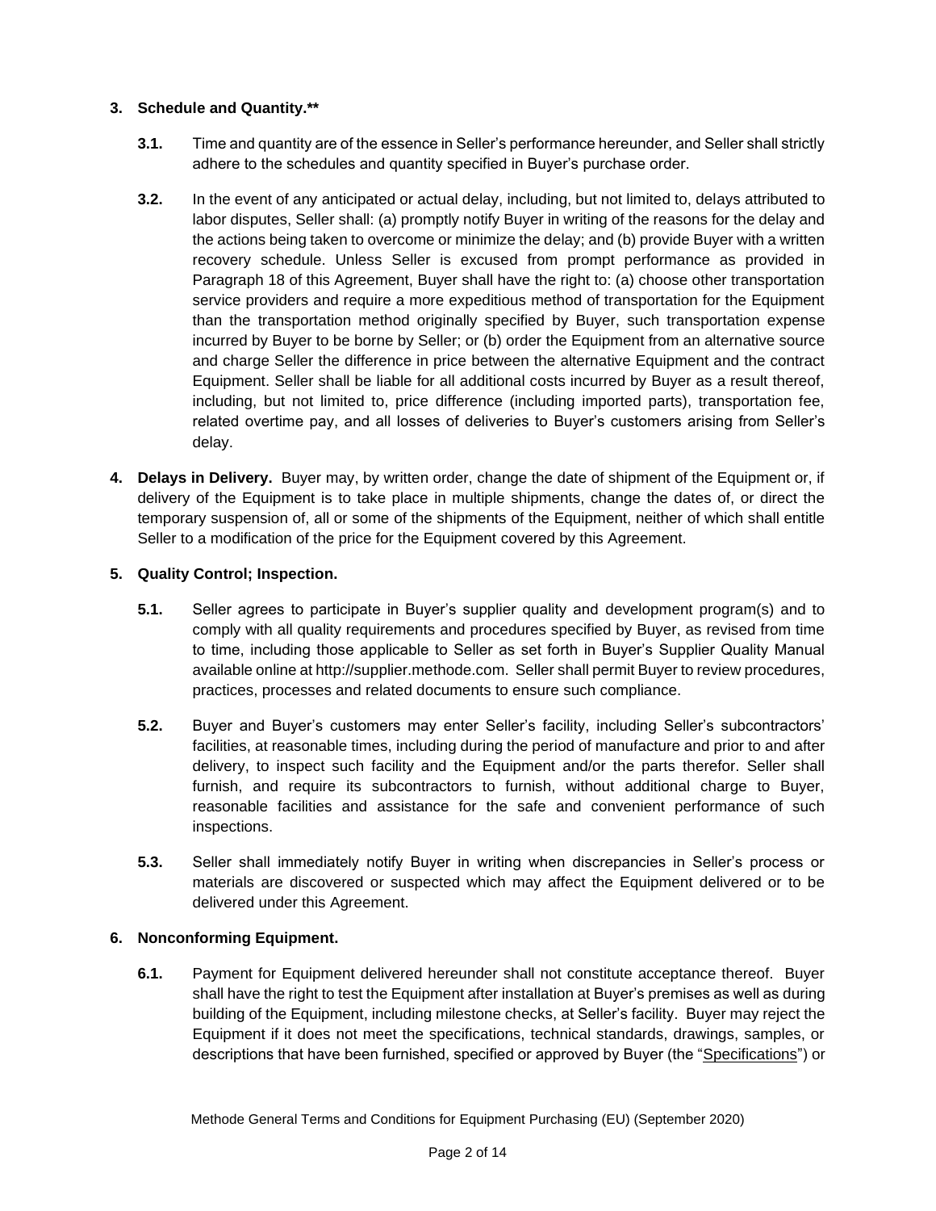**3. Schedule and Quantity.****

**3.1.** Time and quantity are of the essence in Seller's performance hereunder, and Seller shall strictly adhere to the schedules and quantity specified in Buyer's purchase order.

**3.2.** In the event of any anticipated or actual delay, including, but not limited to, delays attributed to labor disputes, Seller shall: (a) promptly notify Buyer in writing of the reasons for the delay and the actions being taken to overcome or minimize the delay; and (b) provide Buyer with a written recovery schedule. Unless Seller is excused from prompt performance as provided in Paragraph 18 of this Agreement, Buyer shall have the right to: (a) choose other transportation service providers and require a more expeditious method of transportation for the Equipment than the transportation method originally specified by Buyer, such transportation expense incurred by Buyer to be borne by Seller; or (b) order the Equipment from an alternative source and charge Seller the difference in price between the alternative Equipment and the contract Equipment. Seller shall be liable for all additional costs incurred by Buyer as a result thereof, including, but not limited to, price difference (including imported parts), transportation fee, related overtime pay, and all losses of deliveries to Buyer's customers arising from Seller's delay.

**4. Delays in Delivery.** Buyer may, by written order, change the date of shipment of the Equipment or, if delivery of the Equipment is to take place in multiple shipments, change the dates of, or direct the temporary suspension of, all or some of the shipments of the Equipment, neither of which shall entitle Seller to a modification of the price for the Equipment covered by this Agreement.

**5. Quality Control; Inspection.**

**5.1.** Seller agrees to participate in Buyer's supplier quality and development program(s) and to comply with all quality requirements and procedures specified by Buyer, as revised from time to time, including those applicable to Seller as set forth in Buyer's Supplier Quality Manual available online at http://supplier.methode.com. Seller shall permit Buyer to review procedures, practices, processes and related documents to ensure such compliance.

**5.2.** Buyer and Buyer's customers may enter Seller's facility, including Seller's subcontractors' facilities, at reasonable times, including during the period of manufacture and prior to and after delivery, to inspect such facility and the Equipment and/or the parts therefor. Seller shall furnish, and require its subcontractors to furnish, without additional charge to Buyer, reasonable facilities and assistance for the safe and convenient performance of such inspections.

**5.3.** Seller shall immediately notify Buyer in writing when discrepancies in Seller's process or materials are discovered or suspected which may affect the Equipment delivered or to be delivered under this Agreement.

**6. Nonconforming Equipment.**

**6.1.** Payment for Equipment delivered hereunder shall not constitute acceptance thereof. Buyer shall have the right to test the Equipment after installation at Buyer's premises as well as during building of the Equipment, including milestone checks, at Seller's facility. Buyer may reject the Equipment if it does not meet the specifications, technical standards, drawings, samples, or descriptions that have been furnished, specified or approved by Buyer (the "Specifications") or

Methode General Terms and Conditions for Equipment Purchasing (EU) (September 2020)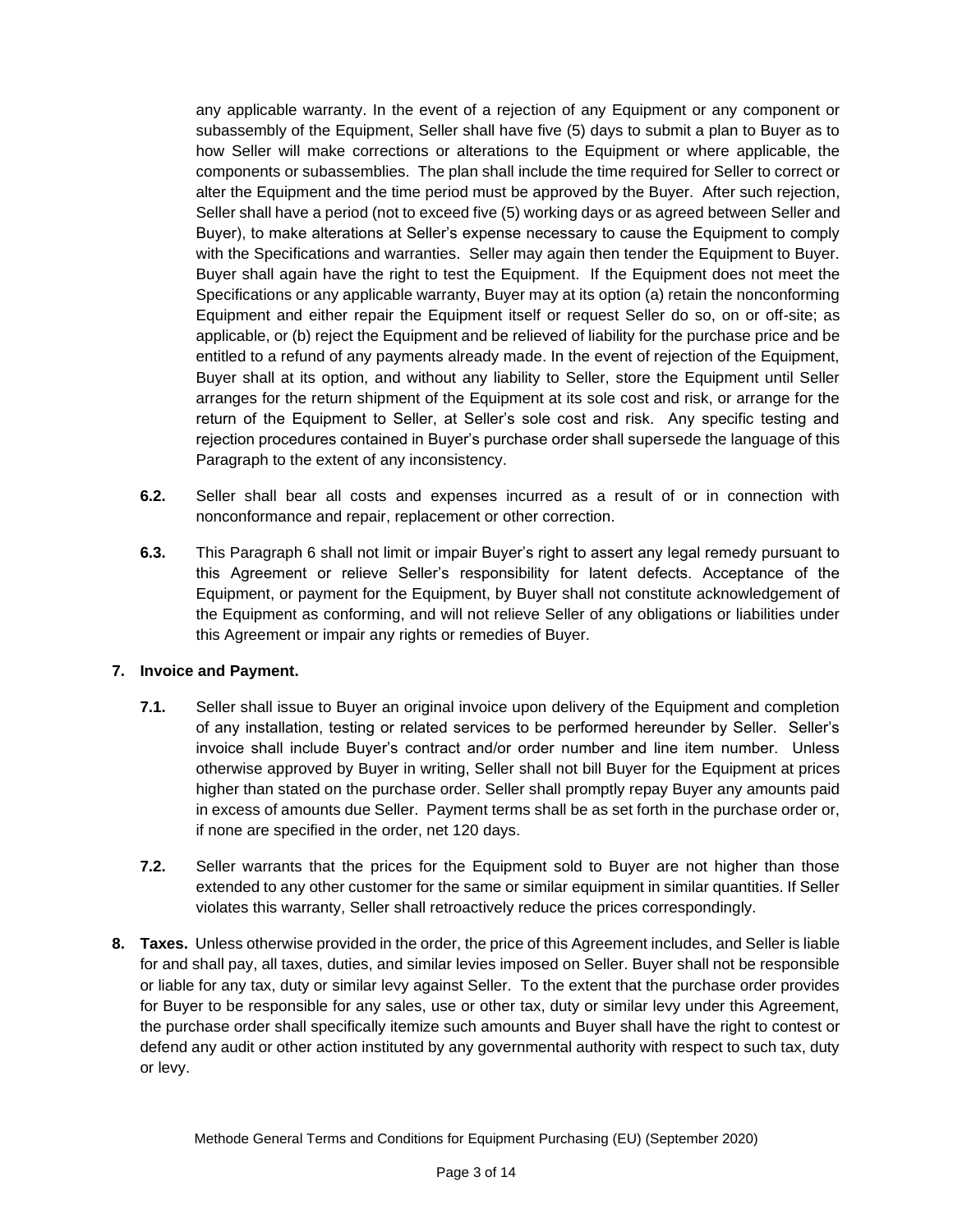any applicable warranty. In the event of a rejection of any Equipment or any component or subassembly of the Equipment, Seller shall have five (5) days to submit a plan to Buyer as to how Seller will make corrections or alterations to the Equipment or where applicable, the components or subassemblies. The plan shall include the time required for Seller to correct or alter the Equipment and the time period must be approved by the Buyer. After such rejection, Seller shall have a period (not to exceed five (5) working days or as agreed between Seller and Buyer), to make alterations at Seller's expense necessary to cause the Equipment to comply with the Specifications and warranties. Seller may again then tender the Equipment to Buyer. Buyer shall again have the right to test the Equipment. If the Equipment does not meet the Specifications or any applicable warranty, Buyer may at its option (a) retain the nonconforming Equipment and either repair the Equipment itself or request Seller do so, on or off-site; as applicable, or (b) reject the Equipment and be relieved of liability for the purchase price and be entitled to a refund of any payments already made. In the event of rejection of the Equipment, Buyer shall at its option, and without any liability to Seller, store the Equipment until Seller arranges for the return shipment of the Equipment at its sole cost and risk, or arrange for the return of the Equipment to Seller, at Seller's sole cost and risk. Any specific testing and rejection procedures contained in Buyer's purchase order shall supersede the language of this Paragraph to the extent of any inconsistency.

**6.2.** Seller shall bear all costs and expenses incurred as a result of or in connection with nonconformance and repair, replacement or other correction.

**6.3.** This Paragraph 6 shall not limit or impair Buyer's right to assert any legal remedy pursuant to this Agreement or relieve Seller's responsibility for latent defects. Acceptance of the Equipment, or payment for the Equipment, by Buyer shall not constitute acknowledgement of the Equipment as conforming, and will not relieve Seller of any obligations or liabilities under this Agreement or impair any rights or remedies of Buyer.

**7. Invoice and Payment.**

**7.1.** Seller shall issue to Buyer an original invoice upon delivery of the Equipment and completion of any installation, testing or related services to be performed hereunder by Seller. Seller's invoice shall include Buyer's contract and/or order number and line item number. Unless otherwise approved by Buyer in writing, Seller shall not bill Buyer for the Equipment at prices higher than stated on the purchase order. Seller shall promptly repay Buyer any amounts paid in excess of amounts due Seller. Payment terms shall be as set forth in the purchase order or, if none are specified in the order, net 120 days.

**7.2.** Seller warrants that the prices for the Equipment sold to Buyer are not higher than those extended to any other customer for the same or similar equipment in similar quantities. If Seller violates this warranty, Seller shall retroactively reduce the prices correspondingly.

**8. Taxes.** Unless otherwise provided in the order, the price of this Agreement includes, and Seller is liable for and shall pay, all taxes, duties, and similar levies imposed on Seller. Buyer shall not be responsible or liable for any tax, duty or similar levy against Seller. To the extent that the purchase order provides for Buyer to be responsible for any sales, use or other tax, duty or similar levy under this Agreement, the purchase order shall specifically itemize such amounts and Buyer shall have the right to contest or defend any audit or other action instituted by any governmental authority with respect to such tax, duty or levy.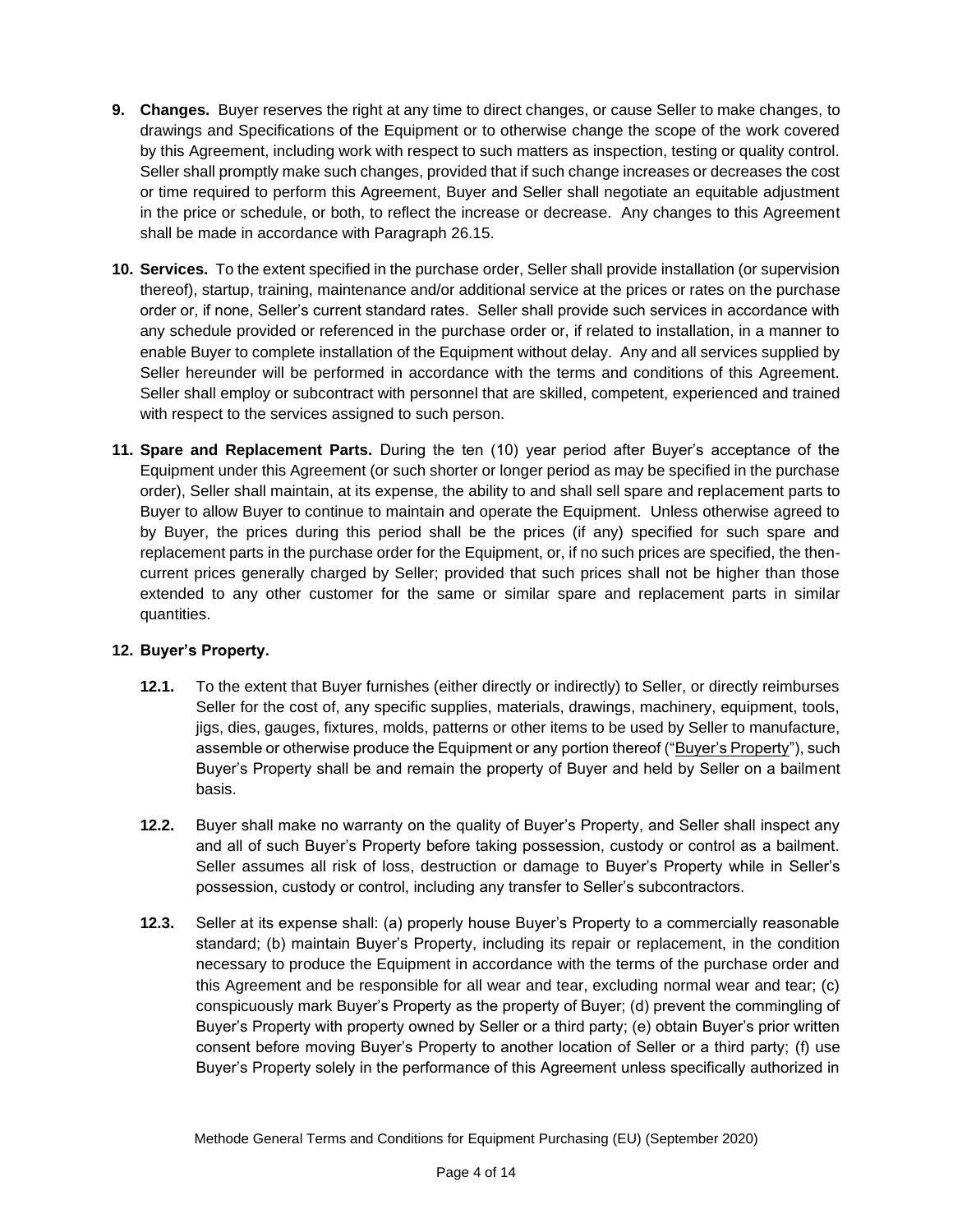**9. Changes.** Buyer reserves the right at any time to direct changes, or cause Seller to make changes, to drawings and Specifications of the Equipment or to otherwise change the scope of the work covered by this Agreement, including work with respect to such matters as inspection, testing or quality control. Seller shall promptly make such changes, provided that if such change increases or decreases the cost or time required to perform this Agreement, Buyer and Seller shall negotiate an equitable adjustment in the price or schedule, or both, to reflect the increase or decrease. Any changes to this Agreement shall be made in accordance with Paragraph 26.15.

**10. Services.** To the extent specified in the purchase order, Seller shall provide installation (or supervision thereof), startup, training, maintenance and/or additional service at the prices or rates on the purchase order or, if none, Seller's current standard rates. Seller shall provide such services in accordance with any schedule provided or referenced in the purchase order or, if related to installation, in a manner to enable Buyer to complete installation of the Equipment without delay. Any and all services supplied by Seller hereunder will be performed in accordance with the terms and conditions of this Agreement. Seller shall employ or subcontract with personnel that are skilled, competent, experienced and trained with respect to the services assigned to such person.

**11. Spare and Replacement Parts.** During the ten (10) year period after Buyer's acceptance of the Equipment under this Agreement (or such shorter or longer period as may be specified in the purchase order), Seller shall maintain, at its expense, the ability to and shall sell spare and replacement parts to Buyer to allow Buyer to continue to maintain and operate the Equipment. Unless otherwise agreed to by Buyer, the prices during this period shall be the prices (if any) specified for such spare and replacement parts in the purchase order for the Equipment, or, if no such prices are specified, the then-current prices generally charged by Seller; provided that such prices shall not be higher than those extended to any other customer for the same or similar spare and replacement parts in similar quantities.

**12. Buyer's Property.**

**12.1.** To the extent that Buyer furnishes (either directly or indirectly) to Seller, or directly reimburses Seller for the cost of, any specific supplies, materials, drawings, machinery, equipment, tools, jigs, dies, gauges, fixtures, molds, patterns or other items to be used by Seller to manufacture, assemble or otherwise produce the Equipment or any portion thereof ("Buyer's Property"), such Buyer's Property shall be and remain the property of Buyer and held by Seller on a bailment basis.

**12.2.** Buyer shall make no warranty on the quality of Buyer's Property, and Seller shall inspect any and all of such Buyer's Property before taking possession, custody or control as a bailment. Seller assumes all risk of loss, destruction or damage to Buyer's Property while in Seller's possession, custody or control, including any transfer to Seller's subcontractors.

**12.3.** Seller at its expense shall: (a) properly house Buyer's Property to a commercially reasonable standard; (b) maintain Buyer's Property, including its repair or replacement, in the condition necessary to produce the Equipment in accordance with the terms of the purchase order and this Agreement and be responsible for all wear and tear, excluding normal wear and tear; (c) conspicuously mark Buyer's Property as the property of Buyer; (d) prevent the commingling of Buyer's Property with property owned by Seller or a third party; (e) obtain Buyer's prior written consent before moving Buyer's Property to another location of Seller or a third party; (f) use Buyer's Property solely in the performance of this Agreement unless specifically authorized in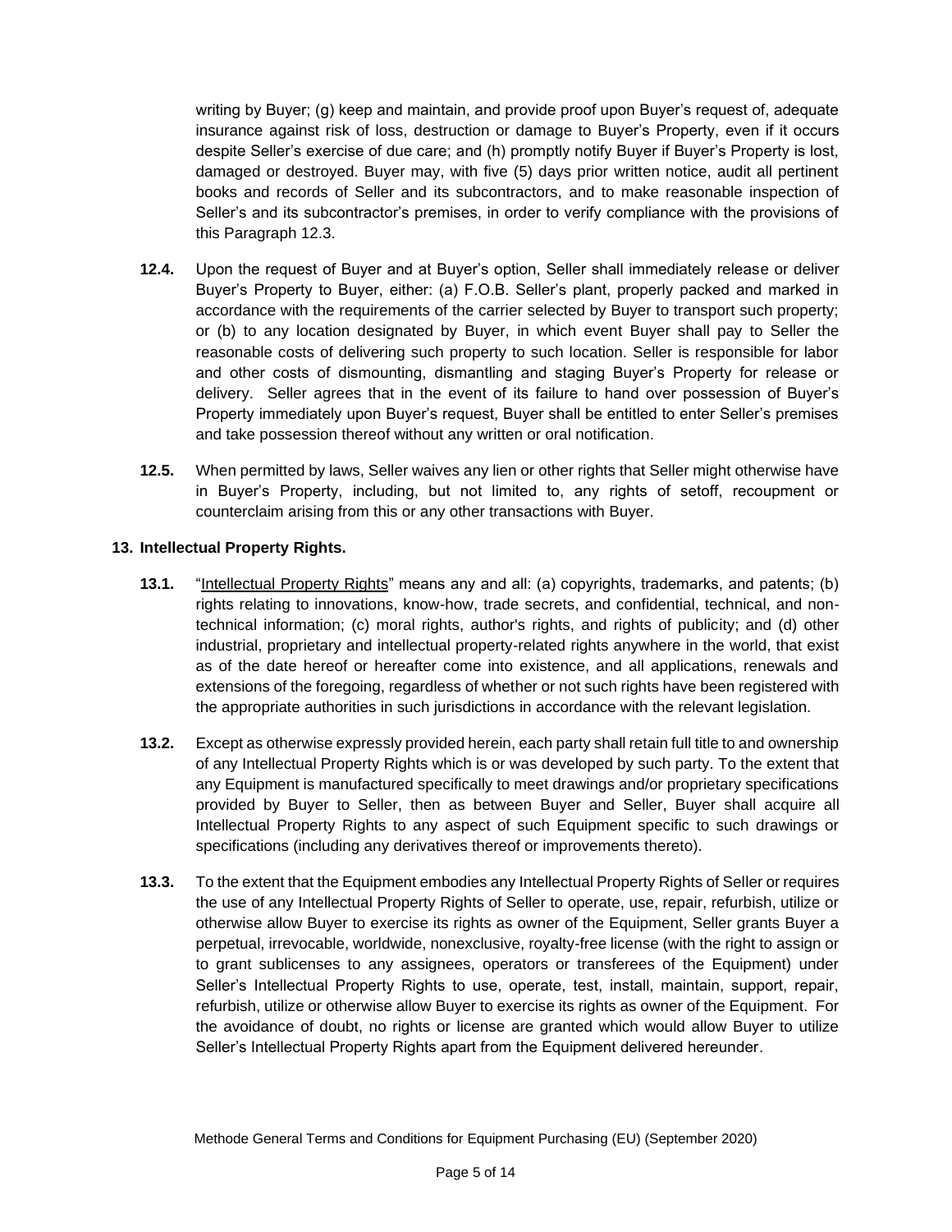writing by Buyer; (g) keep and maintain, and provide proof upon Buyer's request of, adequate insurance against risk of loss, destruction or damage to Buyer's Property, even if it occurs despite Seller's exercise of due care; and (h) promptly notify Buyer if Buyer's Property is lost, damaged or destroyed. Buyer may, with five (5) days prior written notice, audit all pertinent books and records of Seller and its subcontractors, and to make reasonable inspection of Seller's and its subcontractor's premises, in order to verify compliance with the provisions of this Paragraph 12.3.

**12.4.** Upon the request of Buyer and at Buyer's option, Seller shall immediately release or deliver Buyer's Property to Buyer, either: (a) F.O.B. Seller's plant, properly packed and marked in accordance with the requirements of the carrier selected by Buyer to transport such property; or (b) to any location designated by Buyer, in which event Buyer shall pay to Seller the reasonable costs of delivering such property to such location. Seller is responsible for labor and other costs of dismounting, dismantling and staging Buyer's Property for release or delivery. Seller agrees that in the event of its failure to hand over possession of Buyer's Property immediately upon Buyer's request, Buyer shall be entitled to enter Seller's premises and take possession thereof without any written or oral notification.

**12.5.** When permitted by laws, Seller waives any lien or other rights that Seller might otherwise have in Buyer's Property, including, but not limited to, any rights of setoff, recoupment or counterclaim arising from this or any other transactions with Buyer.

**13. Intellectual Property Rights.**

**13.1.** "Intellectual Property Rights" means any and all: (a) copyrights, trademarks, and patents; (b) rights relating to innovations, know-how, trade secrets, and confidential, technical, and non-technical information; (c) moral rights, author's rights, and rights of publicity; and (d) other industrial, proprietary and intellectual property-related rights anywhere in the world, that exist as of the date hereof or hereafter come into existence, and all applications, renewals and extensions of the foregoing, regardless of whether or not such rights have been registered with the appropriate authorities in such jurisdictions in accordance with the relevant legislation.

**13.2.** Except as otherwise expressly provided herein, each party shall retain full title to and ownership of any Intellectual Property Rights which is or was developed by such party. To the extent that any Equipment is manufactured specifically to meet drawings and/or proprietary specifications provided by Buyer to Seller, then as between Buyer and Seller, Buyer shall acquire all Intellectual Property Rights to any aspect of such Equipment specific to such drawings or specifications (including any derivatives thereof or improvements thereto).

**13.3.** To the extent that the Equipment embodies any Intellectual Property Rights of Seller or requires the use of any Intellectual Property Rights of Seller to operate, use, repair, refurbish, utilize or otherwise allow Buyer to exercise its rights as owner of the Equipment, Seller grants Buyer a perpetual, irrevocable, worldwide, nonexclusive, royalty-free license (with the right to assign or to grant sublicenses to any assignees, operators or transferees of the Equipment) under Seller's Intellectual Property Rights to use, operate, test, install, maintain, support, repair, refurbish, utilize or otherwise allow Buyer to exercise its rights as owner of the Equipment. For the avoidance of doubt, no rights or license are granted which would allow Buyer to utilize Seller's Intellectual Property Rights apart from the Equipment delivered hereunder.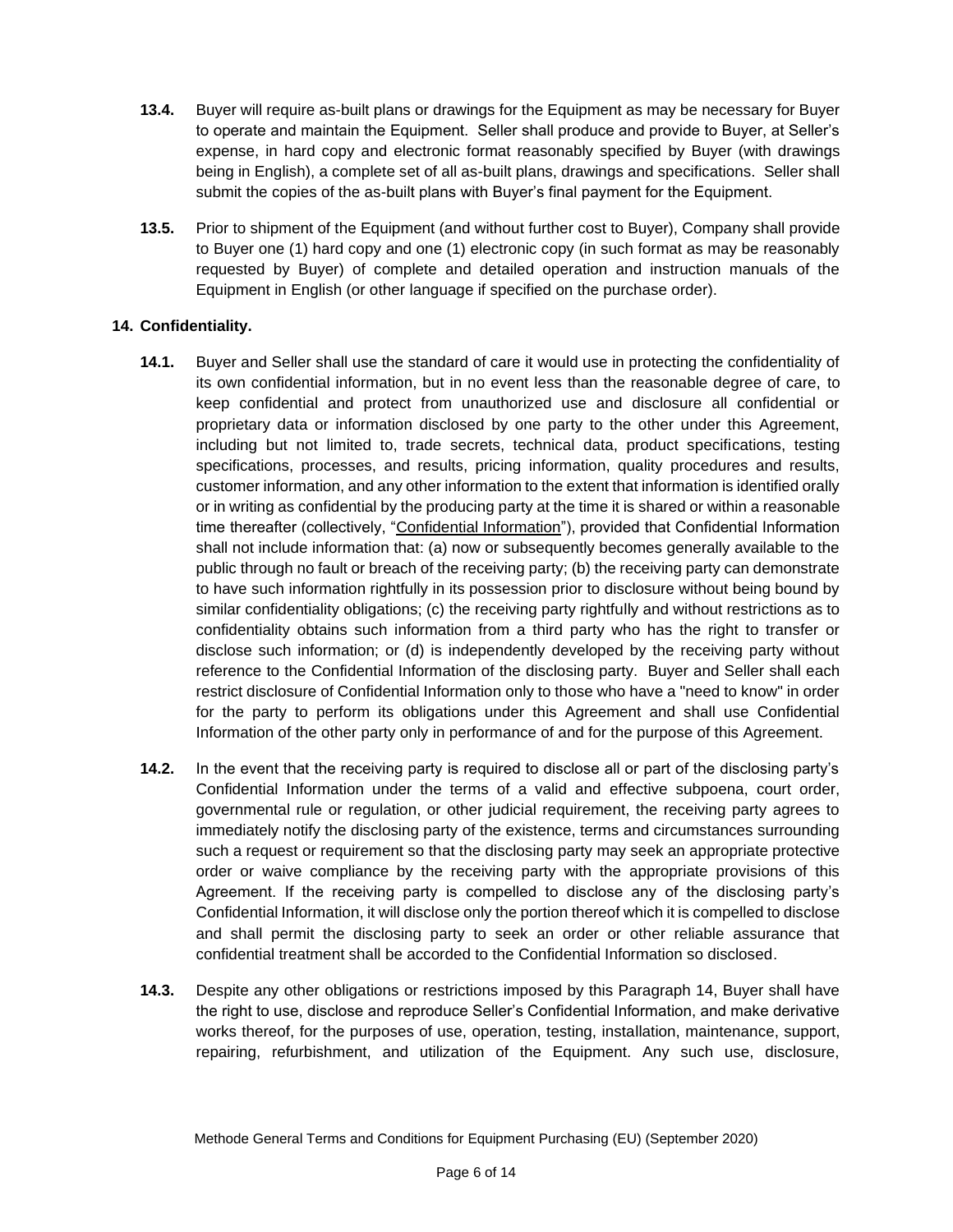**13.4.** Buyer will require as-built plans or drawings for the Equipment as may be necessary for Buyer to operate and maintain the Equipment. Seller shall produce and provide to Buyer, at Seller's expense, in hard copy and electronic format reasonably specified by Buyer (with drawings being in English), a complete set of all as-built plans, drawings and specifications. Seller shall submit the copies of the as-built plans with Buyer's final payment for the Equipment.

**13.5.** Prior to shipment of the Equipment (and without further cost to Buyer), Company shall provide to Buyer one (1) hard copy and one (1) electronic copy (in such format as may be reasonably requested by Buyer) of complete and detailed operation and instruction manuals of the Equipment in English (or other language if specified on the purchase order).

**14. Confidentiality.**

**14.1.** Buyer and Seller shall use the standard of care it would use in protecting the confidentiality of its own confidential information, but in no event less than the reasonable degree of care, to keep confidential and protect from unauthorized use and disclosure all confidential or proprietary data or information disclosed by one party to the other under this Agreement, including but not limited to, trade secrets, technical data, product specifications, testing specifications, processes, and results, pricing information, quality procedures and results, customer information, and any other information to the extent that information is identified orally or in writing as confidential by the producing party at the time it is shared or within a reasonable time thereafter (collectively, "Confidential Information"), provided that Confidential Information shall not include information that: (a) now or subsequently becomes generally available to the public through no fault or breach of the receiving party; (b) the receiving party can demonstrate to have such information rightfully in its possession prior to disclosure without being bound by similar confidentiality obligations; (c) the receiving party rightfully and without restrictions as to confidentiality obtains such information from a third party who has the right to transfer or disclose such information; or (d) is independently developed by the receiving party without reference to the Confidential Information of the disclosing party. Buyer and Seller shall each restrict disclosure of Confidential Information only to those who have a "need to know" in order for the party to perform its obligations under this Agreement and shall use Confidential Information of the other party only in performance of and for the purpose of this Agreement.

**14.2.** In the event that the receiving party is required to disclose all or part of the disclosing party's Confidential Information under the terms of a valid and effective subpoena, court order, governmental rule or regulation, or other judicial requirement, the receiving party agrees to immediately notify the disclosing party of the existence, terms and circumstances surrounding such a request or requirement so that the disclosing party may seek an appropriate protective order or waive compliance by the receiving party with the appropriate provisions of this Agreement. If the receiving party is compelled to disclose any of the disclosing party's Confidential Information, it will disclose only the portion thereof which it is compelled to disclose and shall permit the disclosing party to seek an order or other reliable assurance that confidential treatment shall be accorded to the Confidential Information so disclosed.

**14.3.** Despite any other obligations or restrictions imposed by this Paragraph 14, Buyer shall have the right to use, disclose and reproduce Seller's Confidential Information, and make derivative works thereof, for the purposes of use, operation, testing, installation, maintenance, support, repairing, refurbishment, and utilization of the Equipment. Any such use, disclosure,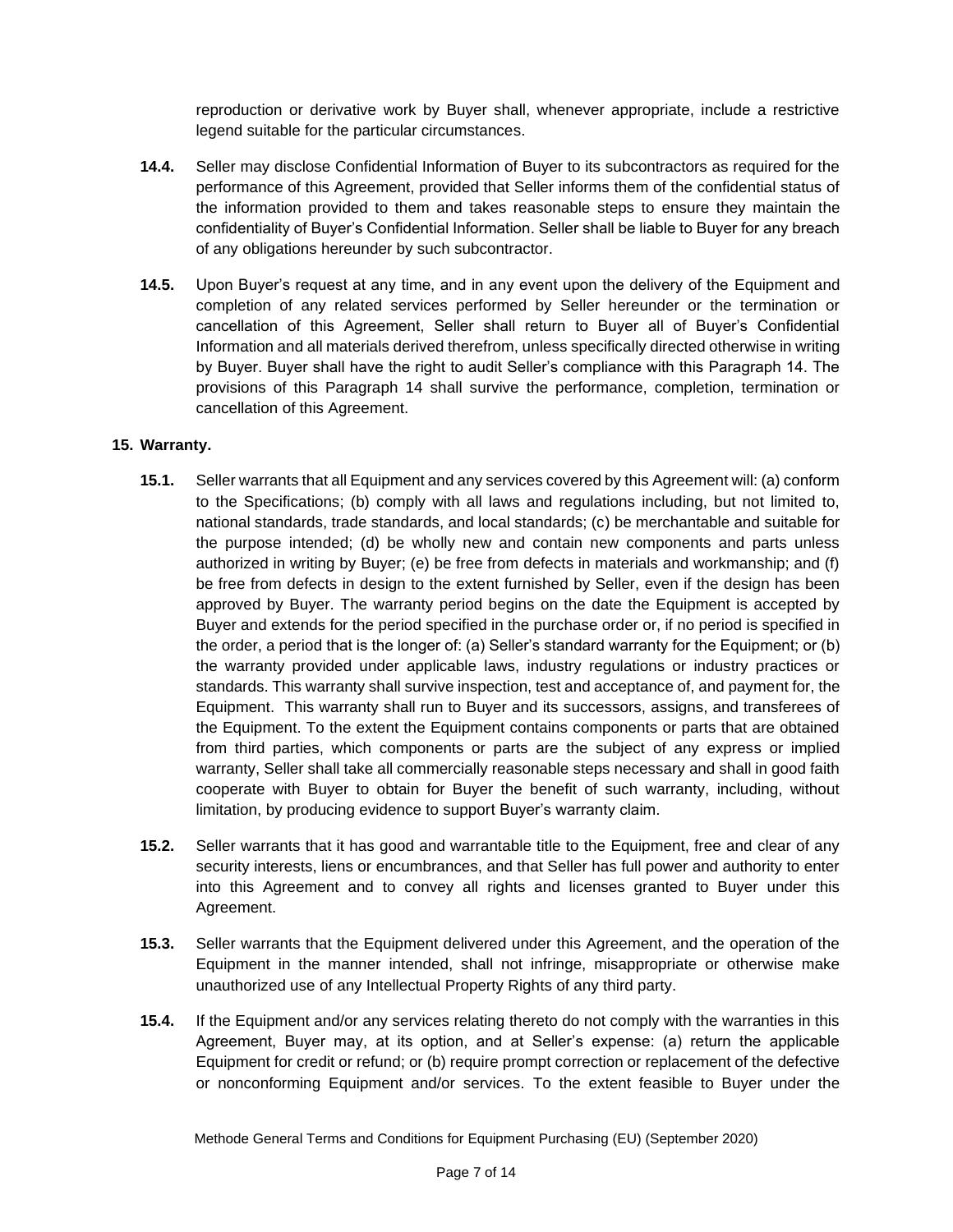reproduction or derivative work by Buyer shall, whenever appropriate, include a restrictive legend suitable for the particular circumstances.

**14.4.** Seller may disclose Confidential Information of Buyer to its subcontractors as required for the performance of this Agreement, provided that Seller informs them of the confidential status of the information provided to them and takes reasonable steps to ensure they maintain the confidentiality of Buyer's Confidential Information. Seller shall be liable to Buyer for any breach of any obligations hereunder by such subcontractor.

**14.5.** Upon Buyer's request at any time, and in any event upon the delivery of the Equipment and completion of any related services performed by Seller hereunder or the termination or cancellation of this Agreement, Seller shall return to Buyer all of Buyer's Confidential Information and all materials derived therefrom, unless specifically directed otherwise in writing by Buyer. Buyer shall have the right to audit Seller's compliance with this Paragraph 14. The provisions of this Paragraph 14 shall survive the performance, completion, termination or cancellation of this Agreement.

## 15. Warranty.

**15.1.** Seller warrants that all Equipment and any services covered by this Agreement will: (a) conform to the Specifications; (b) comply with all laws and regulations including, but not limited to, national standards, trade standards, and local standards; (c) be merchantable and suitable for the purpose intended; (d) be wholly new and contain new components and parts unless authorized in writing by Buyer; (e) be free from defects in materials and workmanship; and (f) be free from defects in design to the extent furnished by Seller, even if the design has been approved by Buyer. The warranty period begins on the date the Equipment is accepted by Buyer and extends for the period specified in the purchase order or, if no period is specified in the order, a period that is the longer of: (a) Seller's standard warranty for the Equipment; or (b) the warranty provided under applicable laws, industry regulations or industry practices or standards. This warranty shall survive inspection, test and acceptance of, and payment for, the Equipment. This warranty shall run to Buyer and its successors, assigns, and transferees of the Equipment. To the extent the Equipment contains components or parts that are obtained from third parties, which components or parts are the subject of any express or implied warranty, Seller shall take all commercially reasonable steps necessary and shall in good faith cooperate with Buyer to obtain for Buyer the benefit of such warranty, including, without limitation, by producing evidence to support Buyer's warranty claim.

**15.2.** Seller warrants that it has good and warrantable title to the Equipment, free and clear of any security interests, liens or encumbrances, and that Seller has full power and authority to enter into this Agreement and to convey all rights and licenses granted to Buyer under this Agreement.

**15.3.** Seller warrants that the Equipment delivered under this Agreement, and the operation of the Equipment in the manner intended, shall not infringe, misappropriate or otherwise make unauthorized use of any Intellectual Property Rights of any third party.

**15.4.** If the Equipment and/or any services relating thereto do not comply with the warranties in this Agreement, Buyer may, at its option, and at Seller's expense: (a) return the applicable Equipment for credit or refund; or (b) require prompt correction or replacement of the defective or nonconforming Equipment and/or services. To the extent feasible to Buyer under the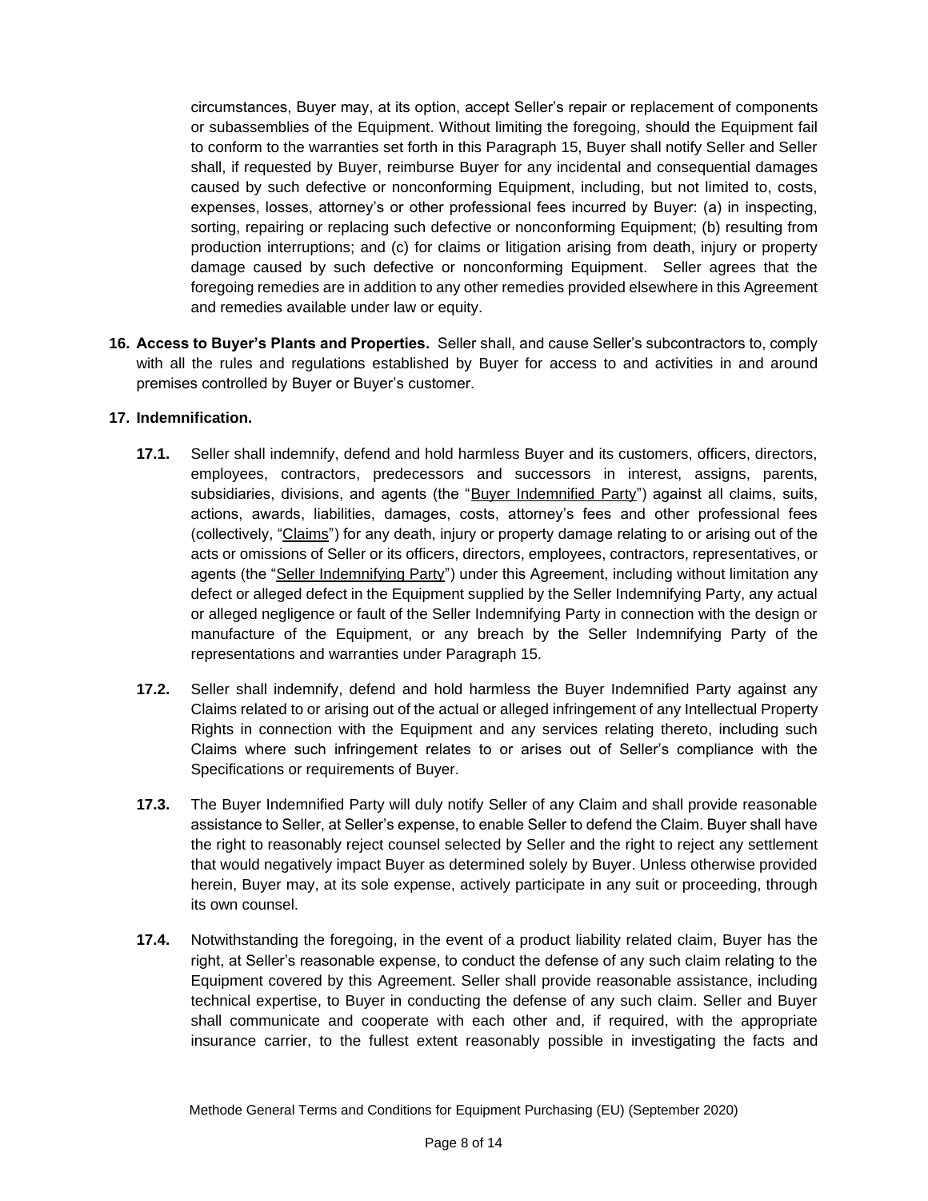circumstances, Buyer may, at its option, accept Seller's repair or replacement of components or subassemblies of the Equipment. Without limiting the foregoing, should the Equipment fail to conform to the warranties set forth in this Paragraph 15, Buyer shall notify Seller and Seller shall, if requested by Buyer, reimburse Buyer for any incidental and consequential damages caused by such defective or nonconforming Equipment, including, but not limited to, costs, expenses, losses, attorney's or other professional fees incurred by Buyer: (a) in inspecting, sorting, repairing or replacing such defective or nonconforming Equipment; (b) resulting from production interruptions; and (c) for claims or litigation arising from death, injury or property damage caused by such defective or nonconforming Equipment. Seller agrees that the foregoing remedies are in addition to any other remedies provided elsewhere in this Agreement and remedies available under law or equity.

**16. Access to Buyer's Plants and Properties.** Seller shall, and cause Seller's subcontractors to, comply with all the rules and regulations established by Buyer for access to and activities in and around premises controlled by Buyer or Buyer's customer.

**17. Indemnification.**

**17.1.** Seller shall indemnify, defend and hold harmless Buyer and its customers, officers, directors, employees, contractors, predecessors and successors in interest, assigns, parents, subsidiaries, divisions, and agents (the "Buyer Indemnified Party") against all claims, suits, actions, awards, liabilities, damages, costs, attorney's fees and other professional fees (collectively, "Claims") for any death, injury or property damage relating to or arising out of the acts or omissions of Seller or its officers, directors, employees, contractors, representatives, or agents (the "Seller Indemnifying Party") under this Agreement, including without limitation any defect or alleged defect in the Equipment supplied by the Seller Indemnifying Party, any actual or alleged negligence or fault of the Seller Indemnifying Party in connection with the design or manufacture of the Equipment, or any breach by the Seller Indemnifying Party of the representations and warranties under Paragraph 15.

**17.2.** Seller shall indemnify, defend and hold harmless the Buyer Indemnified Party against any Claims related to or arising out of the actual or alleged infringement of any Intellectual Property Rights in connection with the Equipment and any services relating thereto, including such Claims where such infringement relates to or arises out of Seller's compliance with the Specifications or requirements of Buyer.

**17.3.** The Buyer Indemnified Party will duly notify Seller of any Claim and shall provide reasonable assistance to Seller, at Seller's expense, to enable Seller to defend the Claim. Buyer shall have the right to reasonably reject counsel selected by Seller and the right to reject any settlement that would negatively impact Buyer as determined solely by Buyer. Unless otherwise provided herein, Buyer may, at its sole expense, actively participate in any suit or proceeding, through its own counsel.

**17.4.** Notwithstanding the foregoing, in the event of a product liability related claim, Buyer has the right, at Seller's reasonable expense, to conduct the defense of any such claim relating to the Equipment covered by this Agreement. Seller shall provide reasonable assistance, including technical expertise, to Buyer in conducting the defense of any such claim. Seller and Buyer shall communicate and cooperate with each other and, if required, with the appropriate insurance carrier, to the fullest extent reasonably possible in investigating the facts and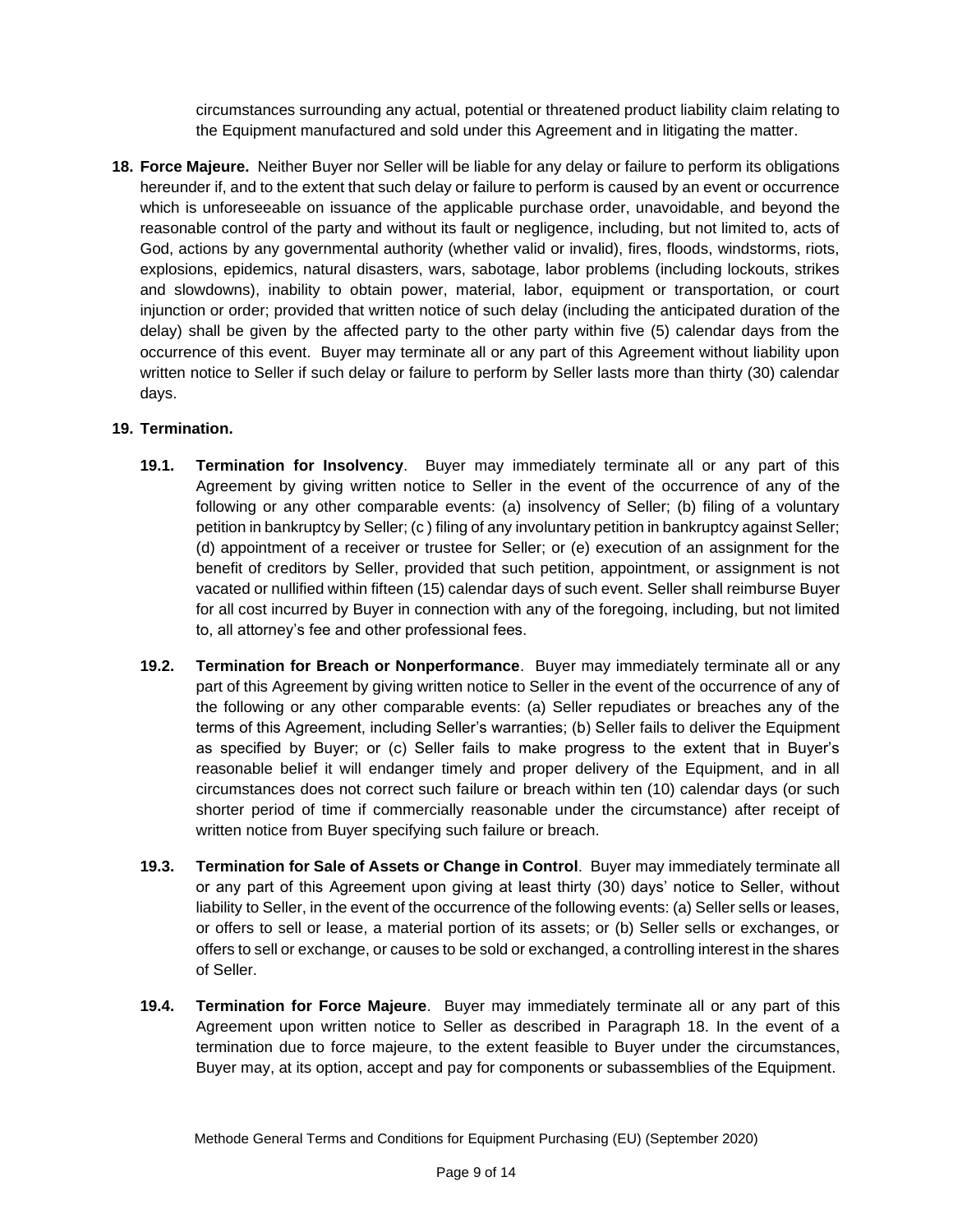circumstances surrounding any actual, potential or threatened product liability claim relating to the Equipment manufactured and sold under this Agreement and in litigating the matter.

**18. Force Majeure.** Neither Buyer nor Seller will be liable for any delay or failure to perform its obligations hereunder if, and to the extent that such delay or failure to perform is caused by an event or occurrence which is unforeseeable on issuance of the applicable purchase order, unavoidable, and beyond the reasonable control of the party and without its fault or negligence, including, but not limited to, acts of God, actions by any governmental authority (whether valid or invalid), fires, floods, windstorms, riots, explosions, epidemics, natural disasters, wars, sabotage, labor problems (including lockouts, strikes and slowdowns), inability to obtain power, material, labor, equipment or transportation, or court injunction or order; provided that written notice of such delay (including the anticipated duration of the delay) shall be given by the affected party to the other party within five (5) calendar days from the occurrence of this event. Buyer may terminate all or any part of this Agreement without liability upon written notice to Seller if such delay or failure to perform by Seller lasts more than thirty (30) calendar days.

**19. Termination.**

**19.1. Termination for Insolvency**. Buyer may immediately terminate all or any part of this Agreement by giving written notice to Seller in the event of the occurrence of any of the following or any other comparable events: (a) insolvency of Seller; (b) filing of a voluntary petition in bankruptcy by Seller; (c ) filing of any involuntary petition in bankruptcy against Seller; (d) appointment of a receiver or trustee for Seller; or (e) execution of an assignment for the benefit of creditors by Seller, provided that such petition, appointment, or assignment is not vacated or nullified within fifteen (15) calendar days of such event. Seller shall reimburse Buyer for all cost incurred by Buyer in connection with any of the foregoing, including, but not limited to, all attorney's fee and other professional fees.

**19.2. Termination for Breach or Nonperformance**. Buyer may immediately terminate all or any part of this Agreement by giving written notice to Seller in the event of the occurrence of any of the following or any other comparable events: (a) Seller repudiates or breaches any of the terms of this Agreement, including Seller's warranties; (b) Seller fails to deliver the Equipment as specified by Buyer; or (c) Seller fails to make progress to the extent that in Buyer's reasonable belief it will endanger timely and proper delivery of the Equipment, and in all circumstances does not correct such failure or breach within ten (10) calendar days (or such shorter period of time if commercially reasonable under the circumstance) after receipt of written notice from Buyer specifying such failure or breach.

**19.3. Termination for Sale of Assets or Change in Control**. Buyer may immediately terminate all or any part of this Agreement upon giving at least thirty (30) days' notice to Seller, without liability to Seller, in the event of the occurrence of the following events: (a) Seller sells or leases, or offers to sell or lease, a material portion of its assets; or (b) Seller sells or exchanges, or offers to sell or exchange, or causes to be sold or exchanged, a controlling interest in the shares of Seller.

**19.4. Termination for Force Majeure**. Buyer may immediately terminate all or any part of this Agreement upon written notice to Seller as described in Paragraph 18. In the event of a termination due to force majeure, to the extent feasible to Buyer under the circumstances, Buyer may, at its option, accept and pay for components or subassemblies of the Equipment.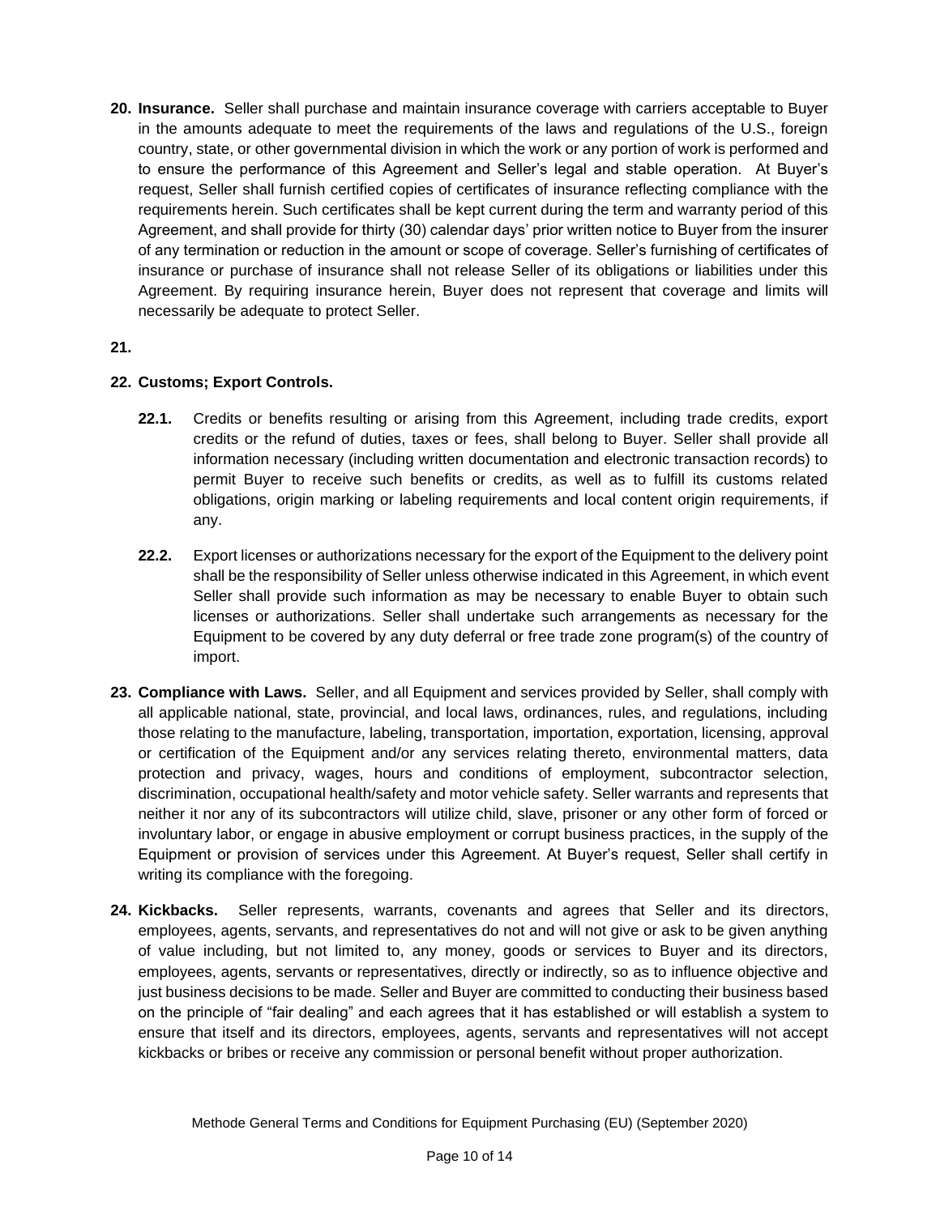**20. Insurance.** Seller shall purchase and maintain insurance coverage with carriers acceptable to Buyer in the amounts adequate to meet the requirements of the laws and regulations of the U.S., foreign country, state, or other governmental division in which the work or any portion of work is performed and to ensure the performance of this Agreement and Seller's legal and stable operation. At Buyer's request, Seller shall furnish certified copies of certificates of insurance reflecting compliance with the requirements herein. Such certificates shall be kept current during the term and warranty period of this Agreement, and shall provide for thirty (30) calendar days' prior written notice to Buyer from the insurer of any termination or reduction in the amount or scope of coverage. Seller's furnishing of certificates of insurance or purchase of insurance shall not release Seller of its obligations or liabilities under this Agreement. By requiring insurance herein, Buyer does not represent that coverage and limits will necessarily be adequate to protect Seller.

**21.**

**22. Customs; Export Controls.**

**22.1.** Credits or benefits resulting or arising from this Agreement, including trade credits, export credits or the refund of duties, taxes or fees, shall belong to Buyer. Seller shall provide all information necessary (including written documentation and electronic transaction records) to permit Buyer to receive such benefits or credits, as well as to fulfill its customs related obligations, origin marking or labeling requirements and local content origin requirements, if any.

**22.2.** Export licenses or authorizations necessary for the export of the Equipment to the delivery point shall be the responsibility of Seller unless otherwise indicated in this Agreement, in which event Seller shall provide such information as may be necessary to enable Buyer to obtain such licenses or authorizations. Seller shall undertake such arrangements as necessary for the Equipment to be covered by any duty deferral or free trade zone program(s) of the country of import.

**23. Compliance with Laws.** Seller, and all Equipment and services provided by Seller, shall comply with all applicable national, state, provincial, and local laws, ordinances, rules, and regulations, including those relating to the manufacture, labeling, transportation, importation, exportation, licensing, approval or certification of the Equipment and/or any services relating thereto, environmental matters, data protection and privacy, wages, hours and conditions of employment, subcontractor selection, discrimination, occupational health/safety and motor vehicle safety. Seller warrants and represents that neither it nor any of its subcontractors will utilize child, slave, prisoner or any other form of forced or involuntary labor, or engage in abusive employment or corrupt business practices, in the supply of the Equipment or provision of services under this Agreement. At Buyer's request, Seller shall certify in writing its compliance with the foregoing.

**24. Kickbacks.** Seller represents, warrants, covenants and agrees that Seller and its directors, employees, agents, servants, and representatives do not and will not give or ask to be given anything of value including, but not limited to, any money, goods or services to Buyer and its directors, employees, agents, servants or representatives, directly or indirectly, so as to influence objective and just business decisions to be made. Seller and Buyer are committed to conducting their business based on the principle of "fair dealing" and each agrees that it has established or will establish a system to ensure that itself and its directors, employees, agents, servants and representatives will not accept kickbacks or bribes or receive any commission or personal benefit without proper authorization.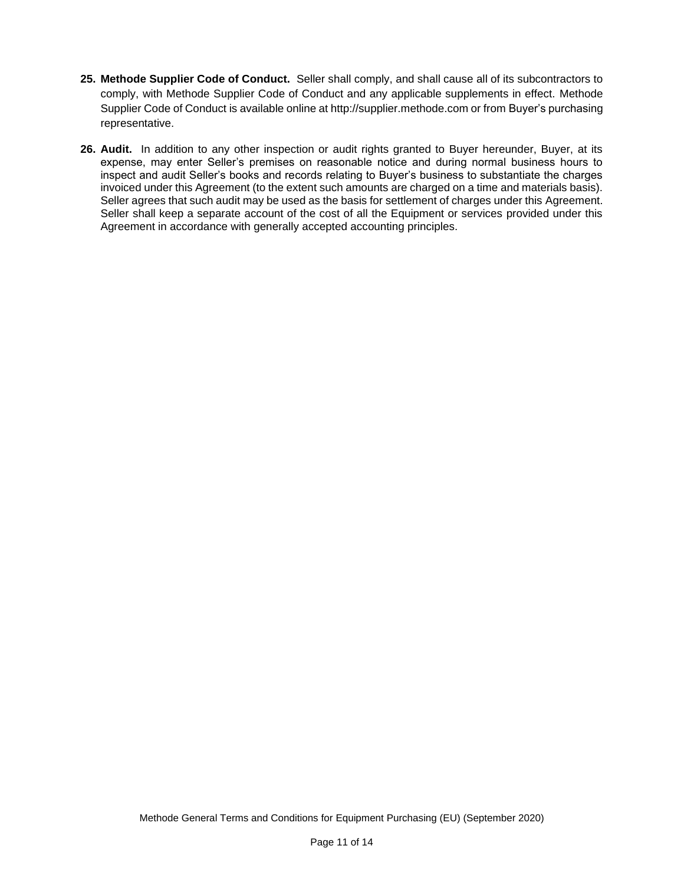25. **Methode Supplier Code of Conduct.** Seller shall comply, and shall cause all of its subcontractors to comply, with Methode Supplier Code of Conduct and any applicable supplements in effect. Methode Supplier Code of Conduct is available online at http://supplier.methode.com or from Buyer's purchasing representative.

26. **Audit.** In addition to any other inspection or audit rights granted to Buyer hereunder, Buyer, at its expense, may enter Seller's premises on reasonable notice and during normal business hours to inspect and audit Seller's books and records relating to Buyer's business to substantiate the charges invoiced under this Agreement (to the extent such amounts are charged on a time and materials basis). Seller agrees that such audit may be used as the basis for settlement of charges under this Agreement. Seller shall keep a separate account of the cost of all the Equipment or services provided under this Agreement in accordance with generally accepted accounting principles.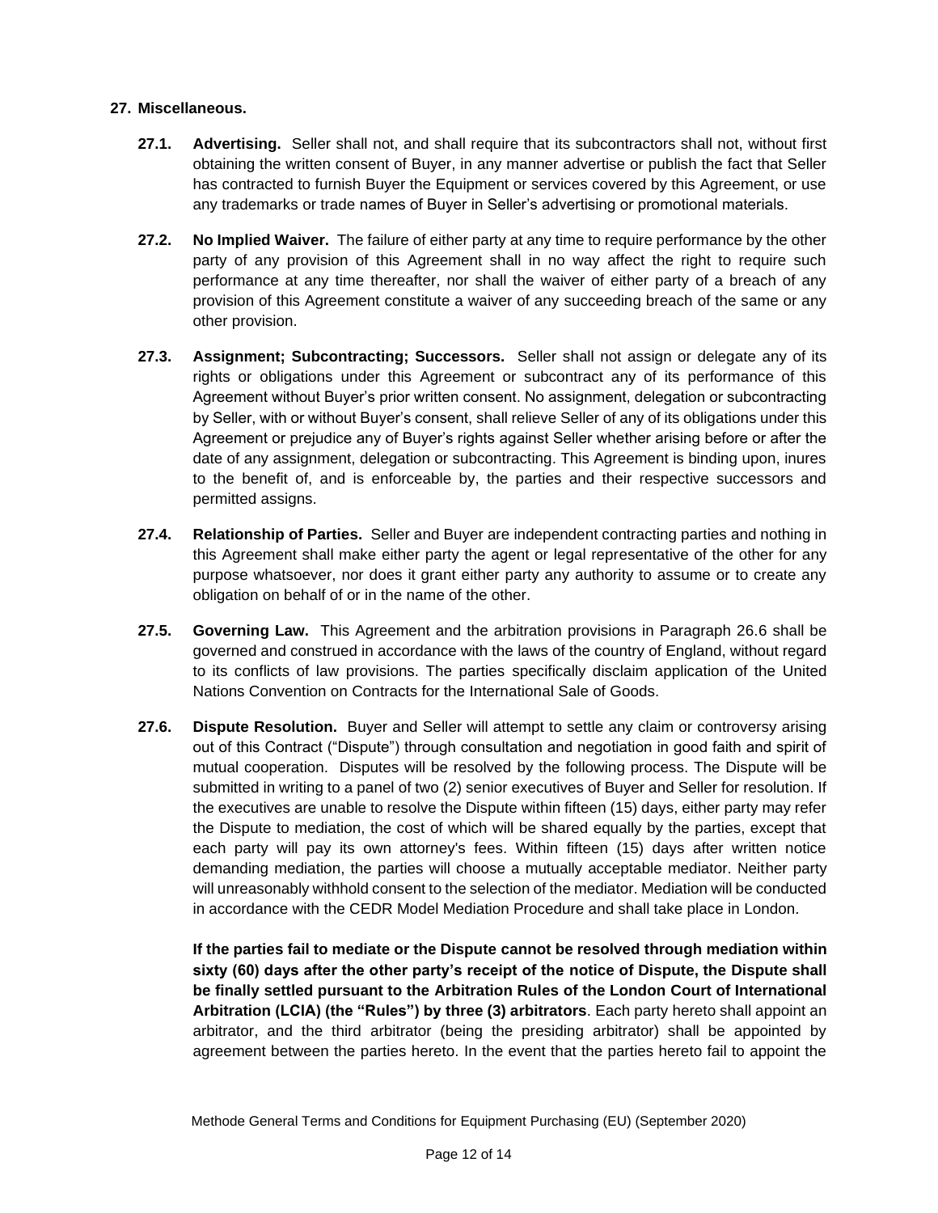**27. Miscellaneous.**

**27.1. Advertising.** Seller shall not, and shall require that its subcontractors shall not, without first obtaining the written consent of Buyer, in any manner advertise or publish the fact that Seller has contracted to furnish Buyer the Equipment or services covered by this Agreement, or use any trademarks or trade names of Buyer in Seller's advertising or promotional materials.

**27.2. No Implied Waiver.** The failure of either party at any time to require performance by the other party of any provision of this Agreement shall in no way affect the right to require such performance at any time thereafter, nor shall the waiver of either party of a breach of any provision of this Agreement constitute a waiver of any succeeding breach of the same or any other provision.

**27.3. Assignment; Subcontracting; Successors.** Seller shall not assign or delegate any of its rights or obligations under this Agreement or subcontract any of its performance of this Agreement without Buyer's prior written consent. No assignment, delegation or subcontracting by Seller, with or without Buyer's consent, shall relieve Seller of any of its obligations under this Agreement or prejudice any of Buyer's rights against Seller whether arising before or after the date of any assignment, delegation or subcontracting. This Agreement is binding upon, inures to the benefit of, and is enforceable by, the parties and their respective successors and permitted assigns.

**27.4. Relationship of Parties.** Seller and Buyer are independent contracting parties and nothing in this Agreement shall make either party the agent or legal representative of the other for any purpose whatsoever, nor does it grant either party any authority to assume or to create any obligation on behalf of or in the name of the other.

**27.5. Governing Law.** This Agreement and the arbitration provisions in Paragraph 26.6 shall be governed and construed in accordance with the laws of the country of England, without regard to its conflicts of law provisions. The parties specifically disclaim application of the United Nations Convention on Contracts for the International Sale of Goods.

**27.6. Dispute Resolution.** Buyer and Seller will attempt to settle any claim or controversy arising out of this Contract ("Dispute") through consultation and negotiation in good faith and spirit of mutual cooperation. Disputes will be resolved by the following process. The Dispute will be submitted in writing to a panel of two (2) senior executives of Buyer and Seller for resolution. If the executives are unable to resolve the Dispute within fifteen (15) days, either party may refer the Dispute to mediation, the cost of which will be shared equally by the parties, except that each party will pay its own attorney's fees. Within fifteen (15) days after written notice demanding mediation, the parties will choose a mutually acceptable mediator. Neither party will unreasonably withhold consent to the selection of the mediator. Mediation will be conducted in accordance with the CEDR Model Mediation Procedure and shall take place in London.

**If the parties fail to mediate or the Dispute cannot be resolved through mediation within sixty (60) days after the other party's receipt of the notice of Dispute, the Dispute shall be finally settled pursuant to the Arbitration Rules of the London Court of International Arbitration (LCIA) (the "Rules") by three (3) arbitrators**. Each party hereto shall appoint an arbitrator, and the third arbitrator (being the presiding arbitrator) shall be appointed by agreement between the parties hereto. In the event that the parties hereto fail to appoint the

Methode General Terms and Conditions for Equipment Purchasing (EU) (September 2020)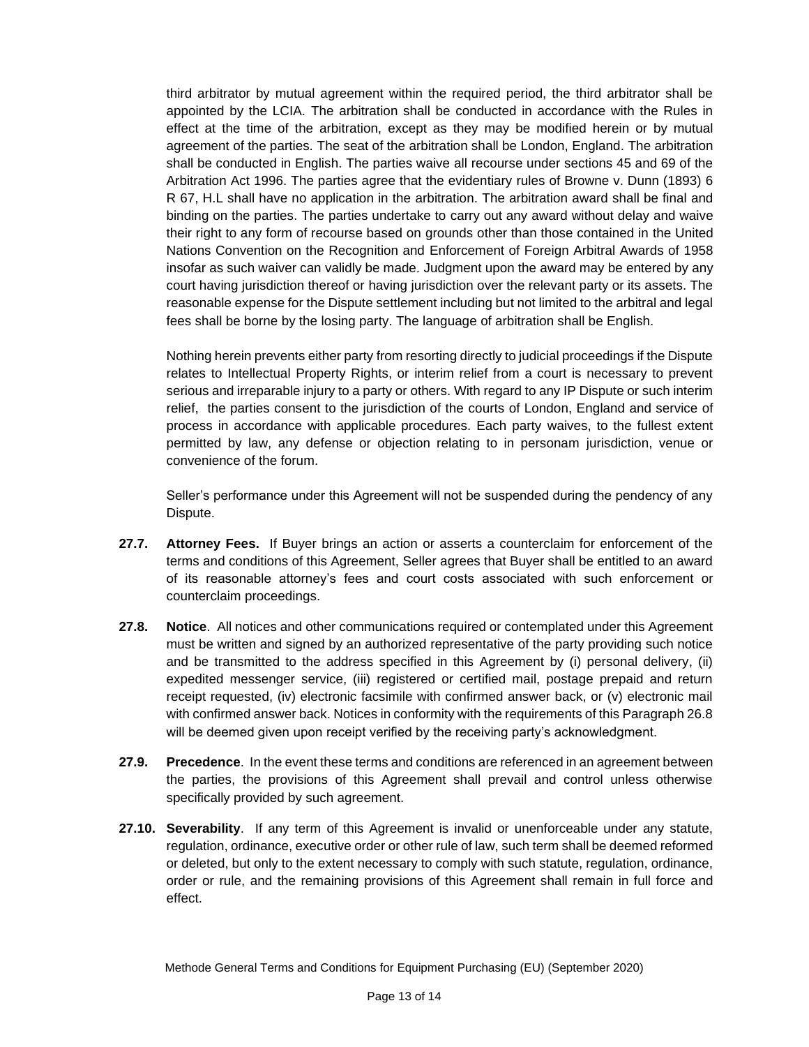third arbitrator by mutual agreement within the required period, the third arbitrator shall be appointed by the LCIA. The arbitration shall be conducted in accordance with the Rules in effect at the time of the arbitration, except as they may be modified herein or by mutual agreement of the parties. The seat of the arbitration shall be London, England. The arbitration shall be conducted in English. The parties waive all recourse under sections 45 and 69 of the Arbitration Act 1996. The parties agree that the evidentiary rules of Browne v. Dunn (1893) 6 R 67, H.L shall have no application in the arbitration. The arbitration award shall be final and binding on the parties. The parties undertake to carry out any award without delay and waive their right to any form of recourse based on grounds other than those contained in the United Nations Convention on the Recognition and Enforcement of Foreign Arbitral Awards of 1958 insofar as such waiver can validly be made. Judgment upon the award may be entered by any court having jurisdiction thereof or having jurisdiction over the relevant party or its assets. The reasonable expense for the Dispute settlement including but not limited to the arbitral and legal fees shall be borne by the losing party. The language of arbitration shall be English.

Nothing herein prevents either party from resorting directly to judicial proceedings if the Dispute relates to Intellectual Property Rights, or interim relief from a court is necessary to prevent serious and irreparable injury to a party or others. With regard to any IP Dispute or such interim relief, the parties consent to the jurisdiction of the courts of London, England and service of process in accordance with applicable procedures. Each party waives, to the fullest extent permitted by law, any defense or objection relating to in personam jurisdiction, venue or convenience of the forum.

Seller's performance under this Agreement will not be suspended during the pendency of any Dispute.

**27.7. Attorney Fees.** If Buyer brings an action or asserts a counterclaim for enforcement of the terms and conditions of this Agreement, Seller agrees that Buyer shall be entitled to an award of its reasonable attorney's fees and court costs associated with such enforcement or counterclaim proceedings.

**27.8. Notice**. All notices and other communications required or contemplated under this Agreement must be written and signed by an authorized representative of the party providing such notice and be transmitted to the address specified in this Agreement by (i) personal delivery, (ii) expedited messenger service, (iii) registered or certified mail, postage prepaid and return receipt requested, (iv) electronic facsimile with confirmed answer back, or (v) electronic mail with confirmed answer back. Notices in conformity with the requirements of this Paragraph 26.8 will be deemed given upon receipt verified by the receiving party's acknowledgment.

**27.9. Precedence**. In the event these terms and conditions are referenced in an agreement between the parties, the provisions of this Agreement shall prevail and control unless otherwise specifically provided by such agreement.

**27.10. Severability**. If any term of this Agreement is invalid or unenforceable under any statute, regulation, ordinance, executive order or other rule of law, such term shall be deemed reformed or deleted, but only to the extent necessary to comply with such statute, regulation, ordinance, order or rule, and the remaining provisions of this Agreement shall remain in full force and effect.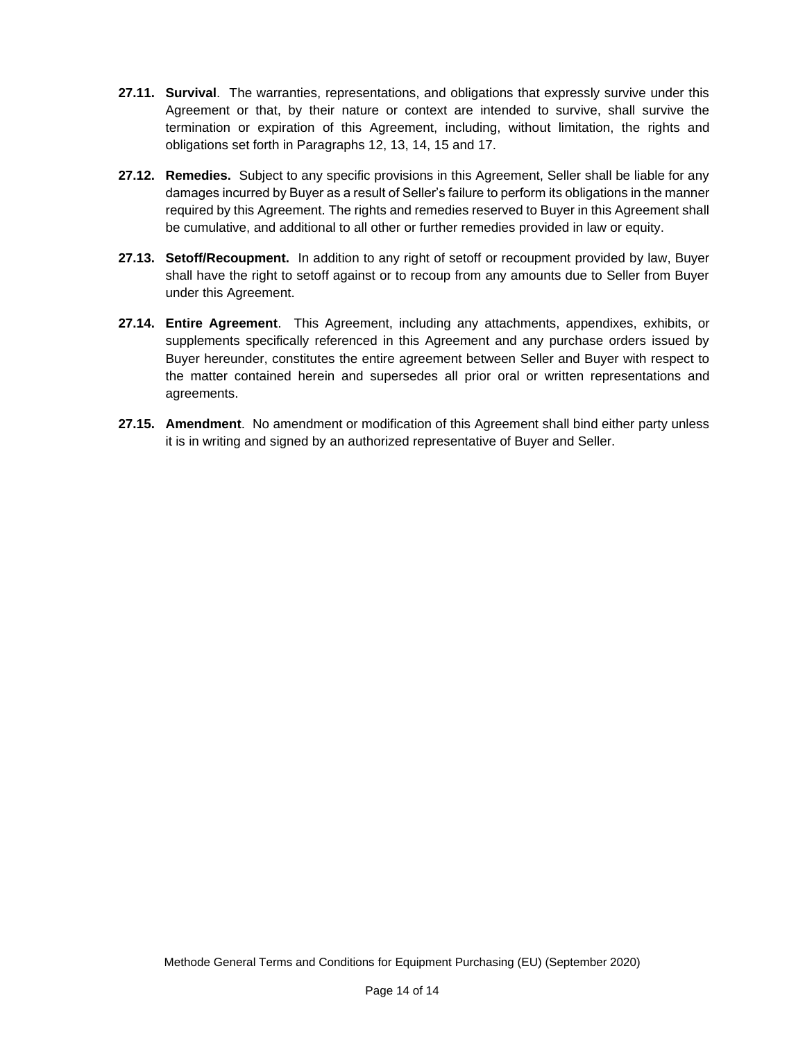**27.11. Survival**. The warranties, representations, and obligations that expressly survive under this Agreement or that, by their nature or context are intended to survive, shall survive the termination or expiration of this Agreement, including, without limitation, the rights and obligations set forth in Paragraphs 12, 13, 14, 15 and 17.

**27.12. Remedies.** Subject to any specific provisions in this Agreement, Seller shall be liable for any damages incurred by Buyer as a result of Seller's failure to perform its obligations in the manner required by this Agreement. The rights and remedies reserved to Buyer in this Agreement shall be cumulative, and additional to all other or further remedies provided in law or equity.

**27.13. Setoff/Recoupment.** In addition to any right of setoff or recoupment provided by law, Buyer shall have the right to setoff against or to recoup from any amounts due to Seller from Buyer under this Agreement.

**27.14. Entire Agreement**. This Agreement, including any attachments, appendixes, exhibits, or supplements specifically referenced in this Agreement and any purchase orders issued by Buyer hereunder, constitutes the entire agreement between Seller and Buyer with respect to the matter contained herein and supersedes all prior oral or written representations and agreements.

**27.15. Amendment**. No amendment or modification of this Agreement shall bind either party unless it is in writing and signed by an authorized representative of Buyer and Seller.